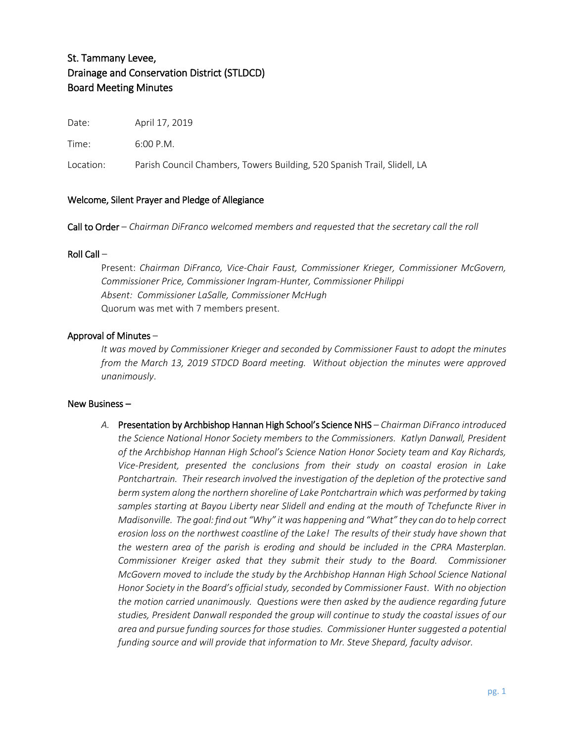# St. Tammany Levee, Drainage and Conservation District (STLDCD) Board Meeting Minutes

Date: April 17, 2019

Time: 6:00 P.M.

Location: Parish Council Chambers, Towers Building, 520 Spanish Trail, Slidell, LA

## Welcome, Silent Prayer and Pledge of Allegiance

**Call to Order** – *Chairman DiFranco welcomed members and requested that the secretary call the roll*

**Roll Call** –

Present: *Chairman DiFranco, Vice-Chair Faust, Commissioner Krieger, Commissioner McGovern, Commissioner Price, Commissioner Ingram-Hunter, Commissioner Philippi*
*Absent: Commissioner LaSalle, Commissioner McHugh*
Quorum was met with 7 members present.

**Approval of Minutes** –

*It was moved by Commissioner Krieger and seconded by Commissioner Faust to adopt the minutes from the March 13, 2019 STDCD Board meeting. Without objection the minutes were approved unanimously*.

**New Business –**

*A.* **Presentation by Archbishop Hannan High School's Science NHS** – *Chairman DiFranco introduced the Science National Honor Society members to the Commissioners. Katlyn Danwall, President of the Archbishop Hannan High School's Science Nation Honor Society team and Kay Richards, Vice-President, presented the conclusions from their study on coastal erosion in Lake Pontchartrain. Their research involved the investigation of the depletion of the protective sand berm system along the northern shoreline of Lake Pontchartrain which was performed by taking samples starting at Bayou Liberty near Slidell and ending at the mouth of Tchefuncte River in Madisonville. The goal: find out "Why" it was happening and "What" they can do to help correct erosion loss on the northwest coastline of the Lake! The results of their study have shown that the western area of the parish is eroding and should be included in the CPRA Masterplan. Commissioner Kreiger asked that they submit their study to the Board. Commissioner McGovern moved to include the study by the Archbishop Hannan High School Science National Honor Society in the Board's official study, seconded by Commissioner Faust. With no objection the motion carried unanimously. Questions were then asked by the audience regarding future studies, President Danwall responded the group will continue to study the coastal issues of our area and pursue funding sources for those studies. Commissioner Hunter suggested a potential funding source and will provide that information to Mr. Steve Shepard, faculty advisor.*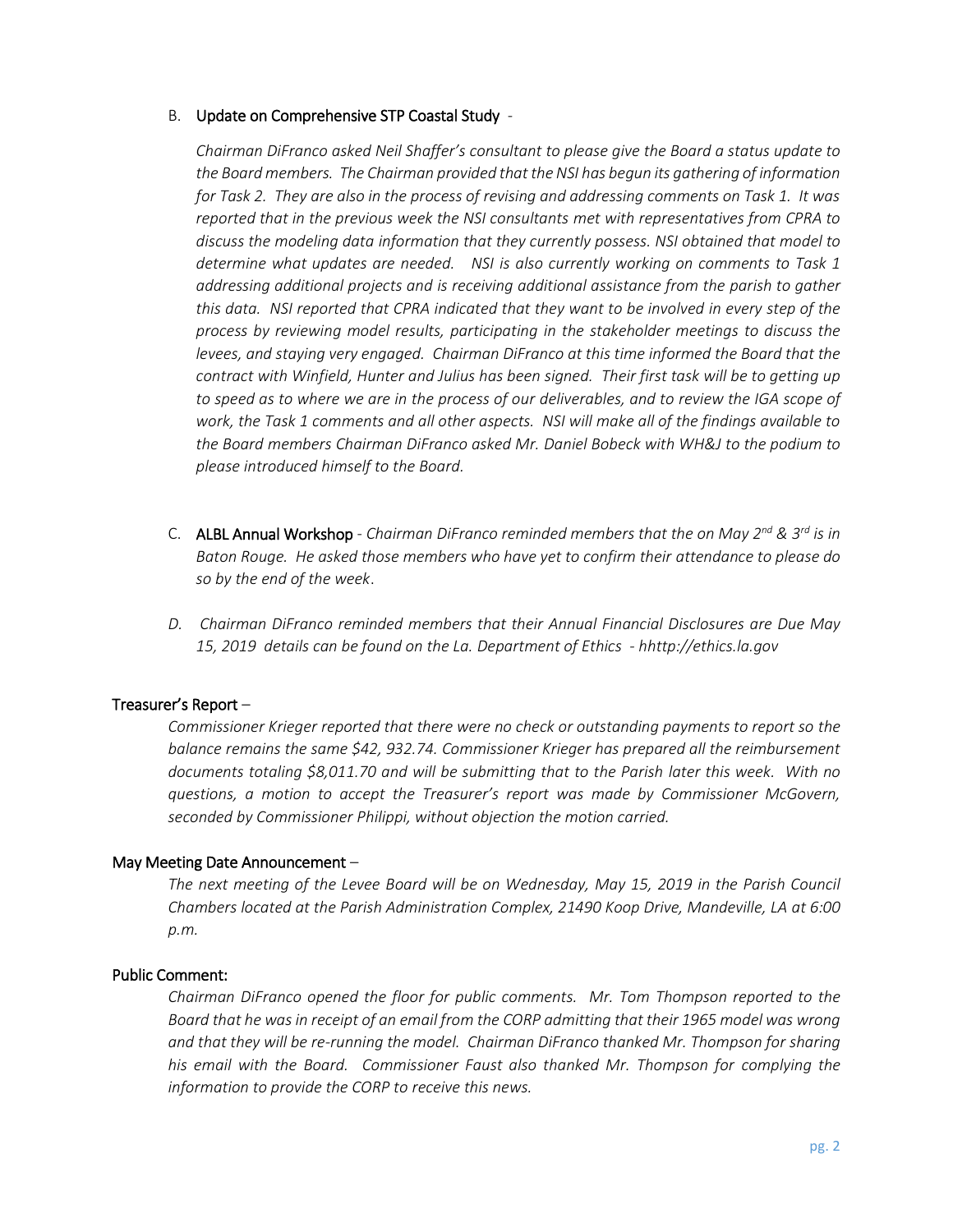B. Update on Comprehensive STP Coastal Study -

*Chairman DiFranco asked Neil Shaffer's consultant to please give the Board a status update to the Board members. The Chairman provided that the NSI has begun its gathering of information for Task 2. They are also in the process of revising and addressing comments on Task 1. It was reported that in the previous week the NSI consultants met with representatives from CPRA to discuss the modeling data information that they currently possess. NSI obtained that model to determine what updates are needed. NSI is also currently working on comments to Task 1 addressing additional projects and is receiving additional assistance from the parish to gather this data. NSI reported that CPRA indicated that they want to be involved in every step of the process by reviewing model results, participating in the stakeholder meetings to discuss the levees, and staying very engaged. Chairman DiFranco at this time informed the Board that the contract with Winfield, Hunter and Julius has been signed. Their first task will be to getting up to speed as to where we are in the process of our deliverables, and to review the IGA scope of work, the Task 1 comments and all other aspects. NSI will make all of the findings available to the Board members Chairman DiFranco asked Mr. Daniel Bobeck with WH&J to the podium to please introduced himself to the Board.*

C. ALBL Annual Workshop - *Chairman DiFranco reminded members that the on May 2nd & 3rd is in Baton Rouge. He asked those members who have yet to confirm their attendance to please do so by the end of the week*.

*D. Chairman DiFranco reminded members that their Annual Financial Disclosures are Due May 15, 2019 details can be found on the La. Department of Ethics - hhttp://ethics.la.gov*

Treasurer's Report –

*Commissioner Krieger reported that there were no check or outstanding payments to report so the balance remains the same $42, 932.74. Commissioner Krieger has prepared all the reimbursement documents totaling $8,011.70 and will be submitting that to the Parish later this week. With no questions, a motion to accept the Treasurer's report was made by Commissioner McGovern, seconded by Commissioner Philippi, without objection the motion carried.*

May Meeting Date Announcement –

*The next meeting of the Levee Board will be on Wednesday, May 15, 2019 in the Parish Council Chambers located at the Parish Administration Complex, 21490 Koop Drive, Mandeville, LA at 6:00 p.m.*

Public Comment:

*Chairman DiFranco opened the floor for public comments. Mr. Tom Thompson reported to the Board that he was in receipt of an email from the CORP admitting that their 1965 model was wrong and that they will be re-running the model. Chairman DiFranco thanked Mr. Thompson for sharing his email with the Board. Commissioner Faust also thanked Mr. Thompson for complying the information to provide the CORP to receive this news.*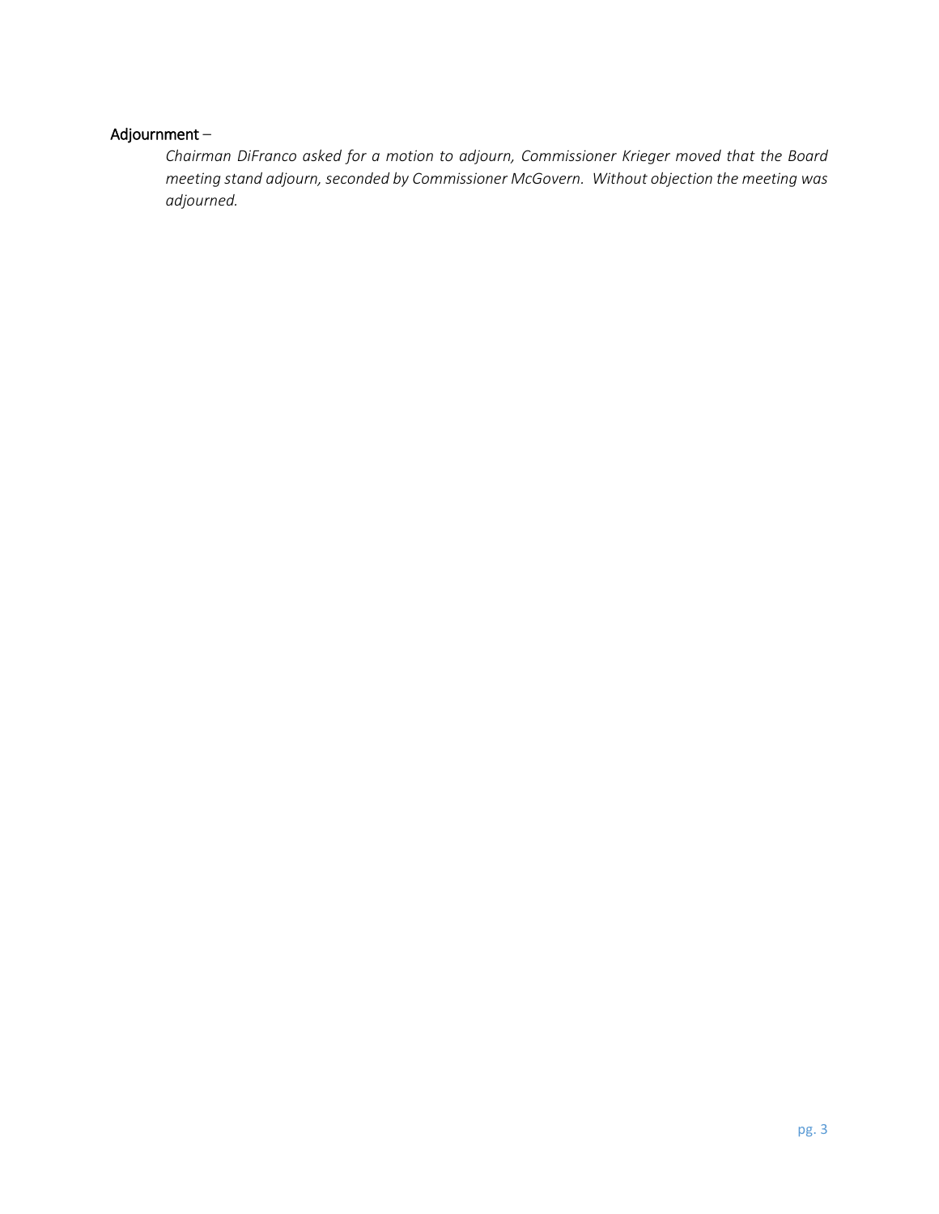**Adjournment** –

*Chairman DiFranco asked for a motion to adjourn, Commissioner Krieger moved that the Board meeting stand adjourn, seconded by Commissioner McGovern. Without objection the meeting was adjourned.*